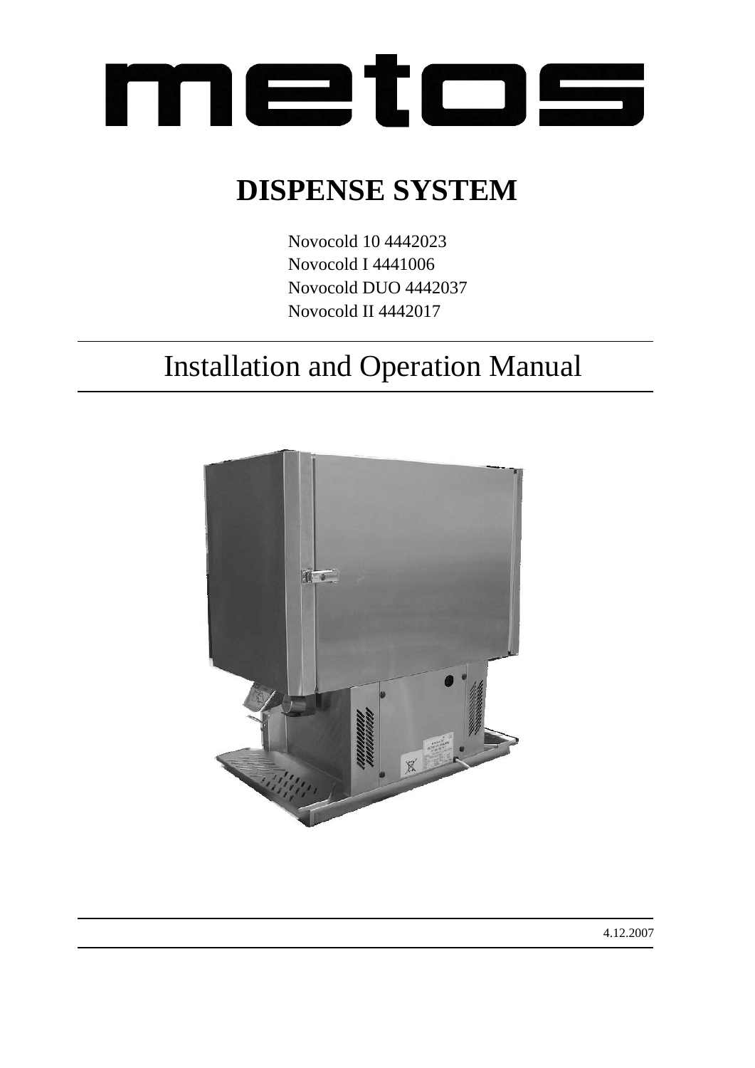# metos

# DISPENSE SYSTEM

Novocold 10 4442023
Novocold I 4441006
Novocold DUO 4442037
Novocold II 4442017

## Installation and Operation Manual

4.12.2007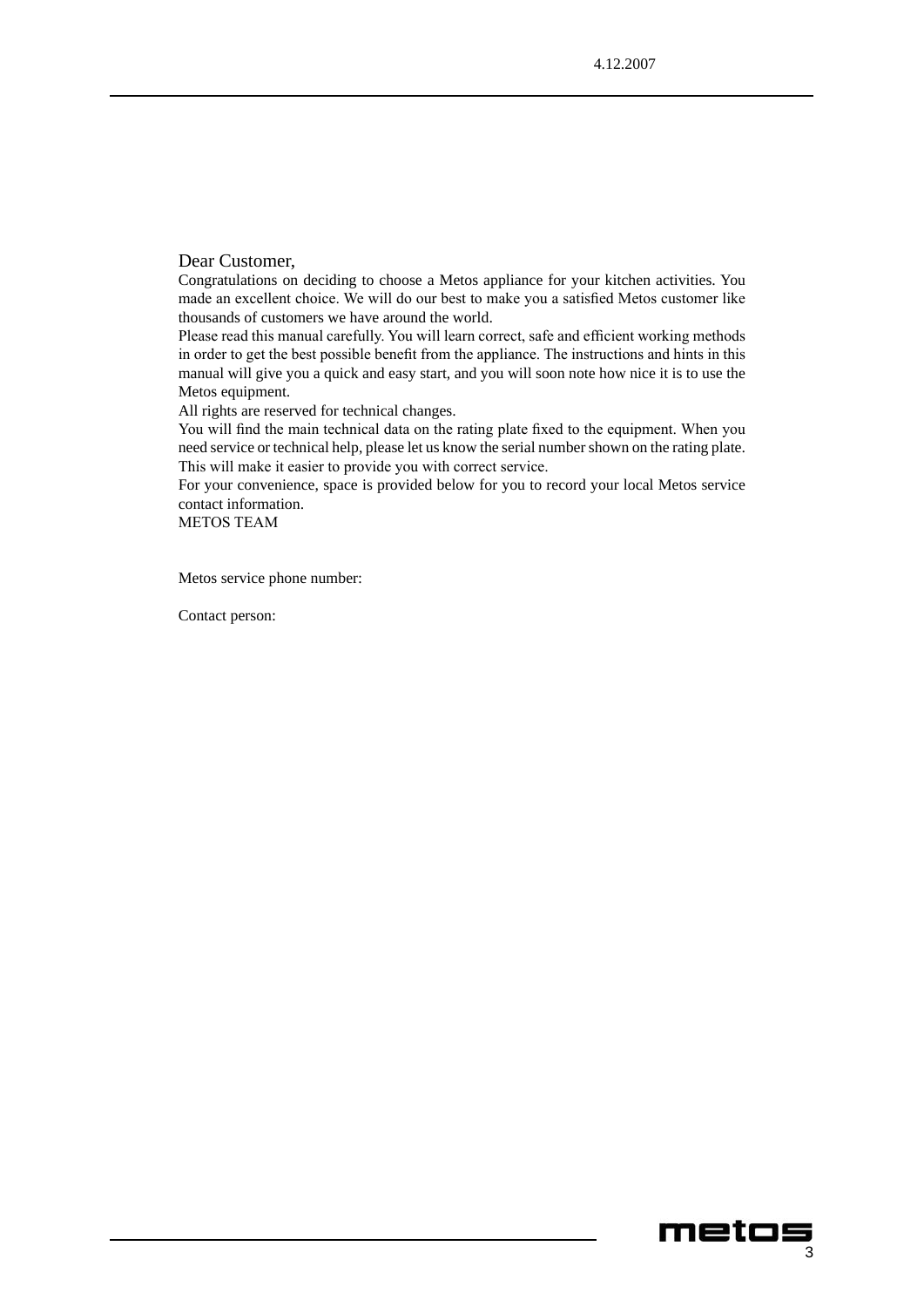Dear Customer,

Congratulations on deciding to choose a Metos appliance for your kitchen activities. You made an excellent choice. We will do our best to make you a satisfied Metos customer like thousands of customers we have around the world.

Please read this manual carefully. You will learn correct, safe and efficient working methods in order to get the best possible benefit from the appliance. The instructions and hints in this manual will give you a quick and easy start, and you will soon note how nice it is to use the Metos equipment.

All rights are reserved for technical changes.

You will find the main technical data on the rating plate fixed to the equipment. When you need service or technical help, please let us know the serial number shown on the rating plate. This will make it easier to provide you with correct service.

For your convenience, space is provided below for you to record your local Metos service contact information.

METOS TEAM

Metos service phone number:

Contact person: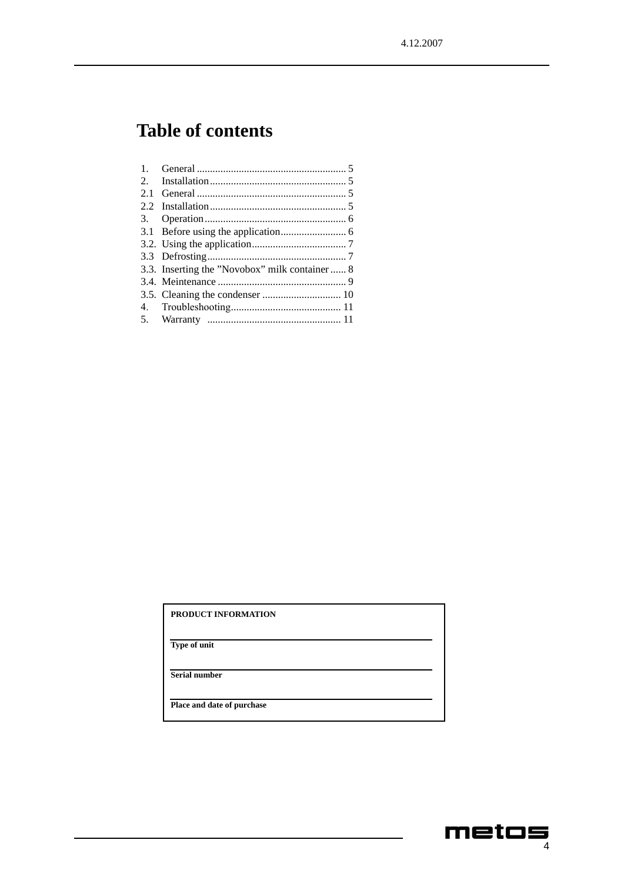# Table of contents

1. General ......................................................... 5
2. Installation.................................................... 5
2.1 General ......................................................... 5
2.2 Installation.................................................... 5
3. Operation...................................................... 6
3.1 Before using the application......................... 6
3.2. Using the application.................................... 7
3.3 Defrosting..................................................... 7
3.3. Inserting the ”Novobox” milk container...... 8
3.4. Meintenance ................................................. 9
3.5. Cleaning the condenser .............................. 10
4. Troubleshooting........................................... 11
5. Warranty .................................................. 11

| PRODUCT INFORMATION |
|---|
| |
| **Type of unit** |
| |
| **Serial number** |
| |
| **Place and date of purchase** |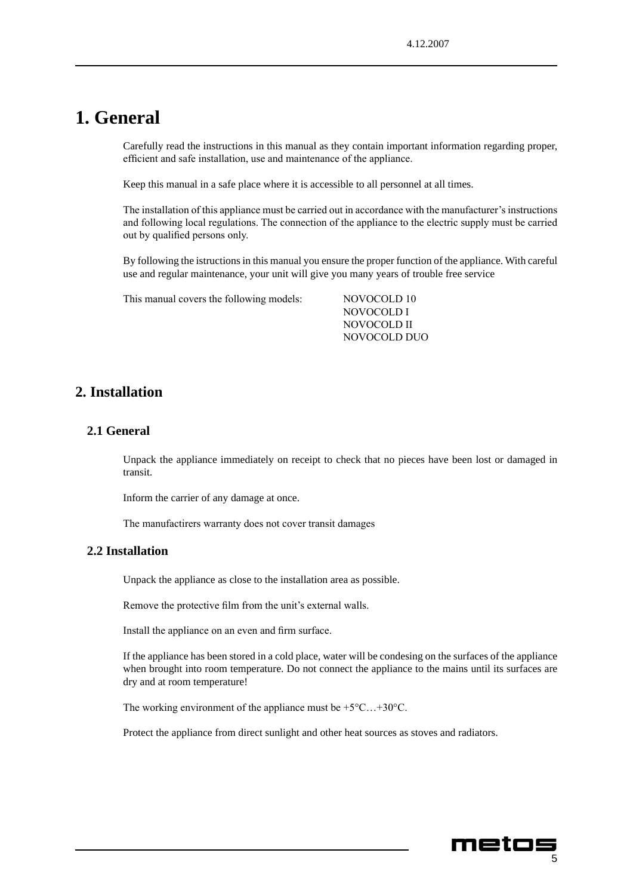# 1. General

Carefully read the instructions in this manual as they contain important information regarding proper, efficient and safe installation, use and maintenance of the appliance.

Keep this manual in a safe place where it is accessible to all personnel at all times.

The installation of this appliance must be carried out in accordance with the manufacturer's instructions and following local regulations. The connection of the appliance to the electric supply must be carried out by qualified persons only.

By following the istructions in this manual you ensure the proper function of the appliance. With careful use and regular maintenance, your unit will give you many years of trouble free service

This manual covers the following models:

- NOVOCOLD 10
- NOVOCOLD I
- NOVOCOLD II
- NOVOCOLD DUO

## 2. Installation

### 2.1 General

Unpack the appliance immediately on receipt to check that no pieces have been lost or damaged in transit.

Inform the carrier of any damage at once.

The manufactirers warranty does not cover transit damages

### 2.2 Installation

Unpack the appliance as close to the installation area as possible.

Remove the protective film from the unit's external walls.

Install the appliance on an even and firm surface.

If the appliance has been stored in a cold place, water will be condesing on the surfaces of the appliance when brought into room temperature. Do not connect the appliance to the mains until its surfaces are dry and at room temperature!

The working environment of the appliance must be +5°C…+30°C.

Protect the appliance from direct sunlight and other heat sources as stoves and radiators.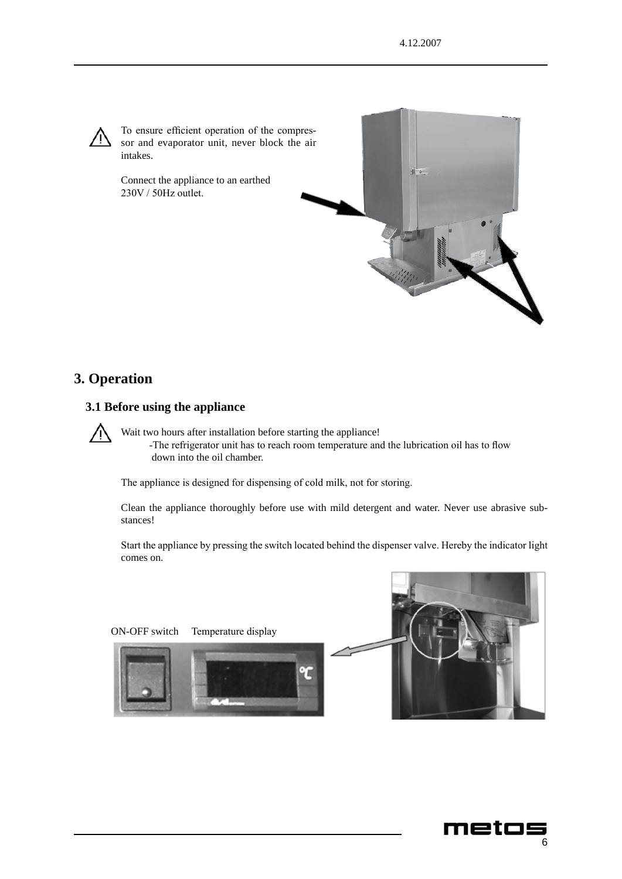To ensure efficient operation of the compressor and evaporator unit, never block the air intakes.

Connect the appliance to an earthed 230V / 50Hz outlet.

# 3. Operation

## 3.1 Before using the appliance

Wait two hours after installation before starting the appliance!
-The refrigerator unit has to reach room temperature and the lubrication oil has to flow down into the oil chamber.

The appliance is designed for dispensing of cold milk, not for storing.

Clean the appliance thoroughly before use with mild detergent and water. Never use abrasive substances!

Start the appliance by pressing the switch located behind the dispenser valve. Hereby the indicator light comes on.

ON-OFF switch     Temperature display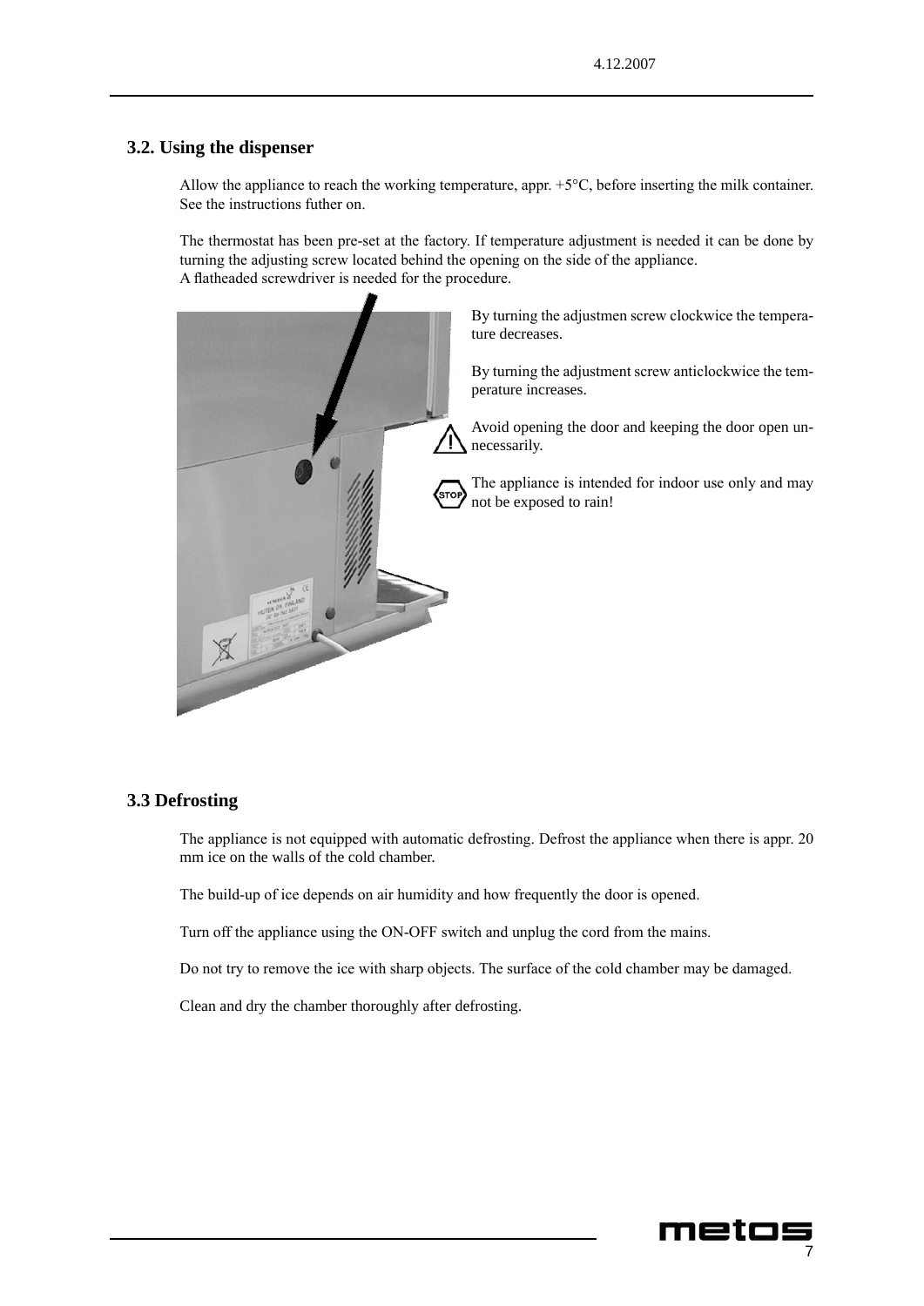## 3.2. Using the dispenser

Allow the appliance to reach the working temperature, appr. +5°C, before inserting the milk container. See the instructions futher on.

The thermostat has been pre-set at the factory. If temperature adjustment is needed it can be done by turning the adjusting screw located behind the opening on the side of the appliance.
A flatheaded screwdriver is needed for the procedure.

By turning the adjustmen screw clockwice the temperature decreases.

By turning the adjustment screw anticlockwice the temperature increases.

Avoid opening the door and keeping the door open unnecessarily.

The appliance is intended for indoor use only and may not be exposed to rain!

## 3.3 Defrosting

The appliance is not equipped with automatic defrosting. Defrost the appliance when there is appr. 20 mm ice on the walls of the cold chamber.

The build-up of ice depends on air humidity and how frequently the door is opened.

Turn off the appliance using the ON-OFF switch and unplug the cord from the mains.

Do not try to remove the ice with sharp objects. The surface of the cold chamber may be damaged.

Clean and dry the chamber thoroughly after defrosting.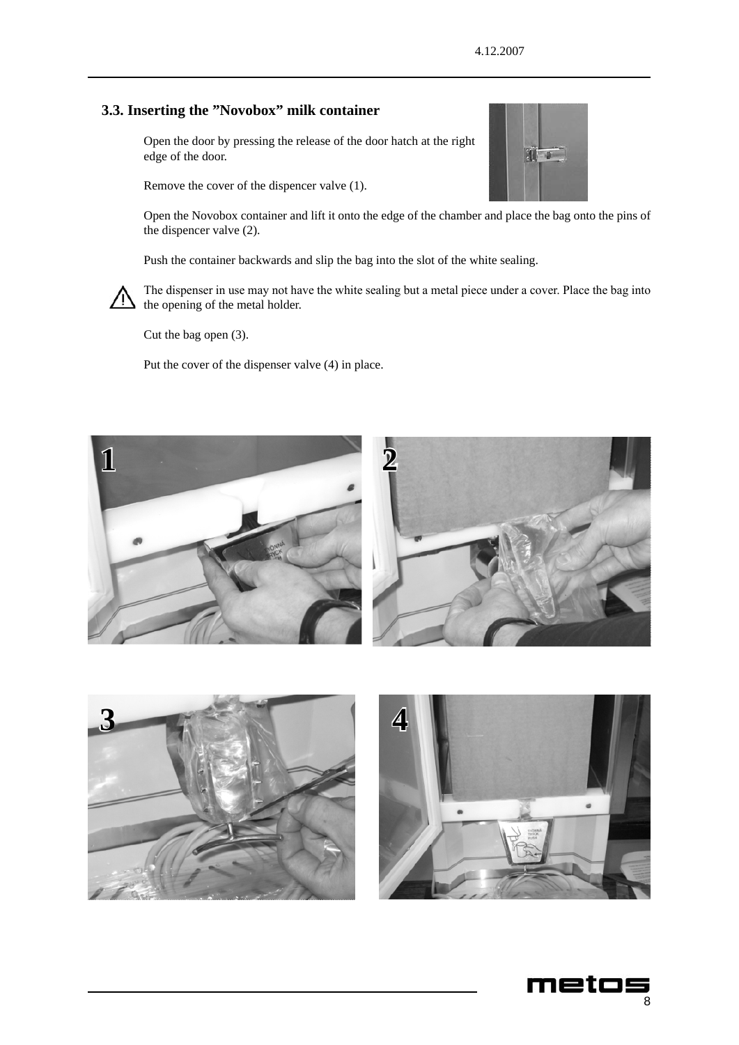### 3.3. Inserting the ”Novobox” milk container

Open the door by pressing the release of the door hatch at the right edge of the door.

Remove the cover of the dispencer valve (1).

Open the Novobox container and lift it onto the edge of the chamber and place the bag onto the pins of the dispencer valve (2).

Push the container backwards and slip the bag into the slot of the white sealing.

⚠ The dispenser in use may not have the white sealing but a metal piece under a cover. Place the bag into the opening of the metal holder.

Cut the bag open (3).

Put the cover of the dispenser valve (4) in place.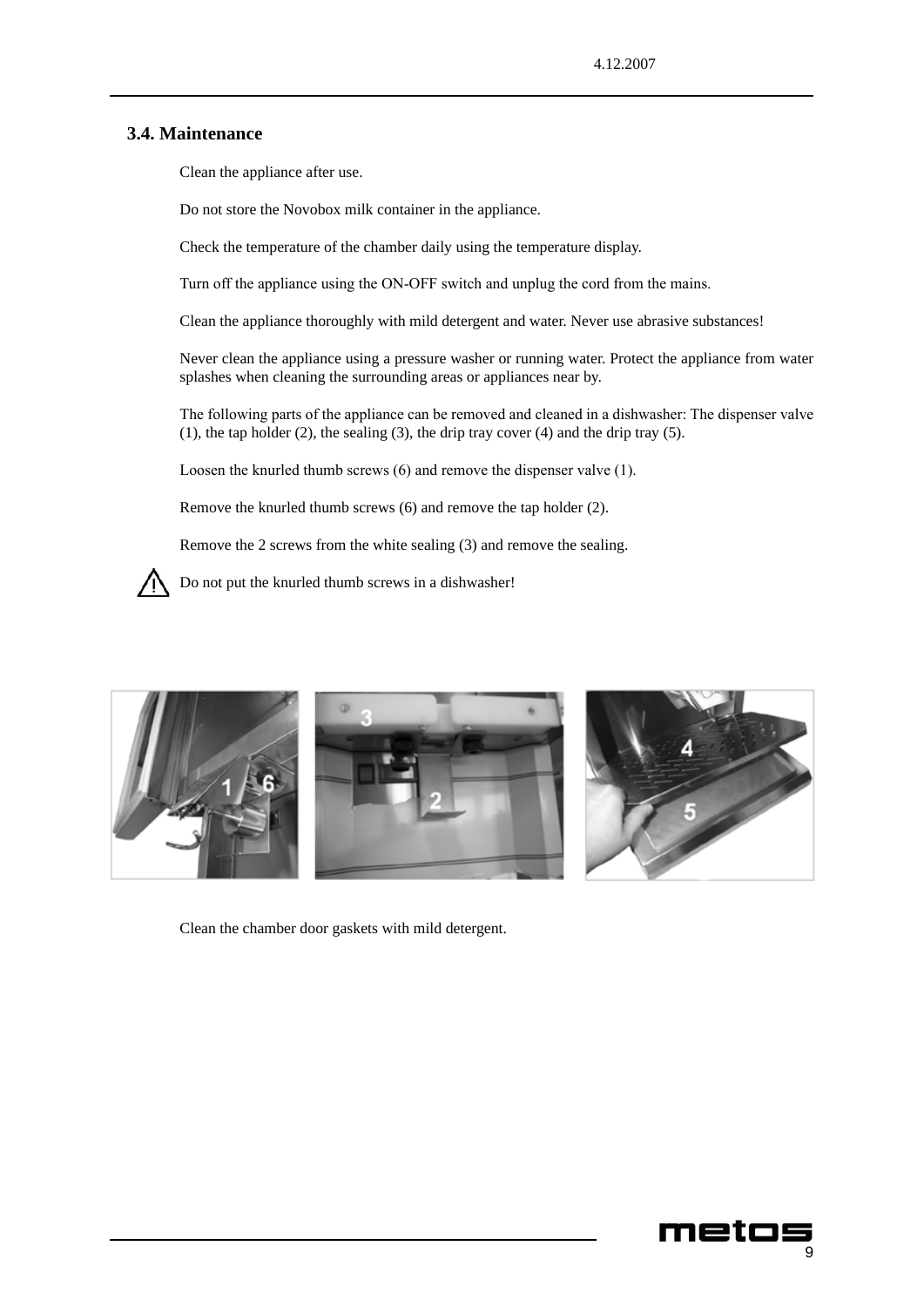## 3.4. Maintenance

Clean the appliance after use.

Do not store the Novobox milk container in the appliance.

Check the temperature of the chamber daily using the temperature display.

Turn off the appliance using the ON-OFF switch and unplug the cord from the mains.

Clean the appliance thoroughly with mild detergent and water. Never use abrasive substances!

Never clean the appliance using a pressure washer or running water. Protect the appliance from water splashes when cleaning the surrounding areas or appliances near by.

The following parts of the appliance can be removed and cleaned in a dishwasher: The dispenser valve (1), the tap holder (2), the sealing (3), the drip tray cover (4) and the drip tray (5).

Loosen the knurled thumb screws (6) and remove the dispenser valve (1).

Remove the knurled thumb screws (6) and remove the tap holder (2).

Remove the 2 screws from the white sealing (3) and remove the sealing.

⚠ Do not put the knurled thumb screws in a dishwasher!

Clean the chamber door gaskets with mild detergent.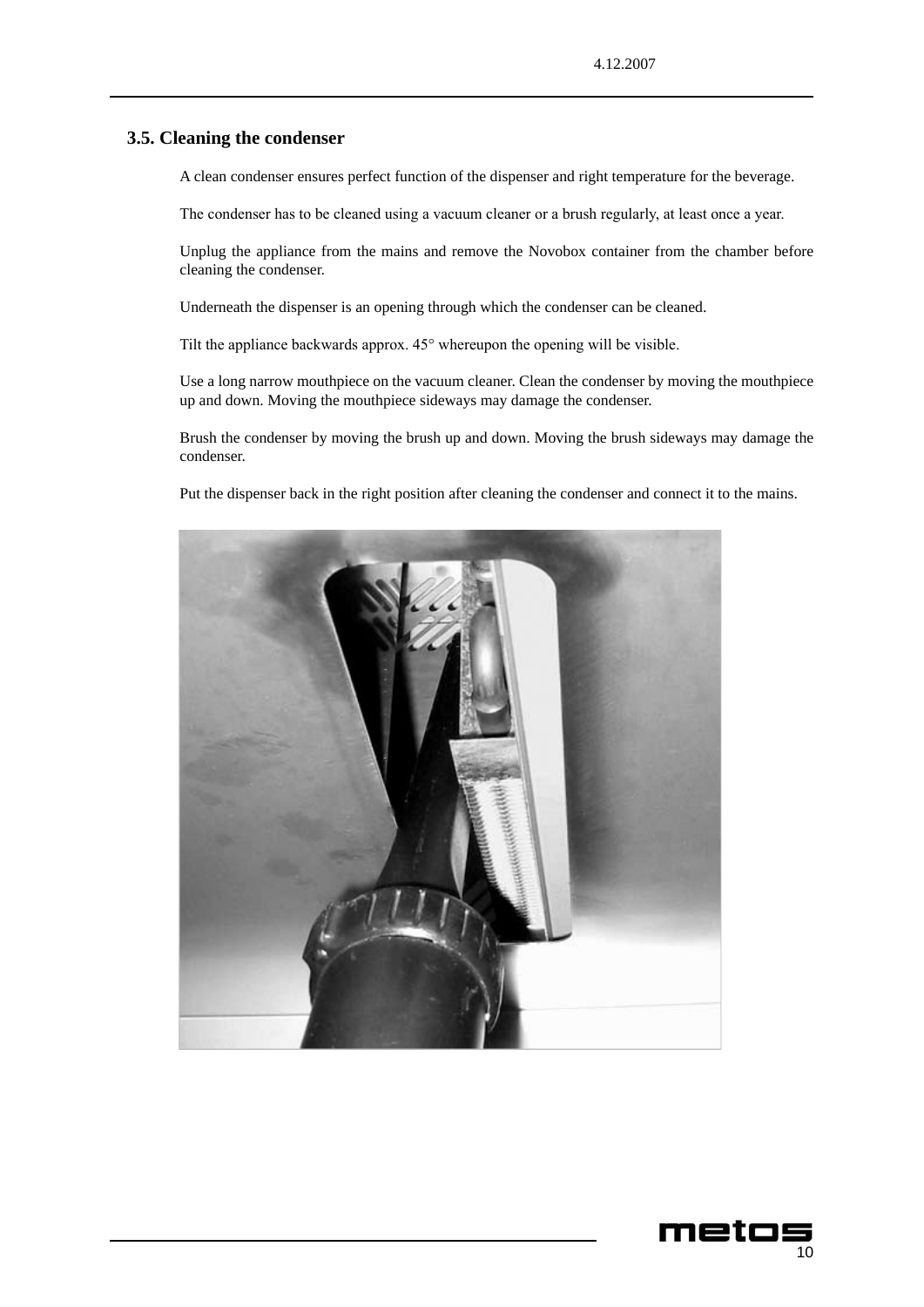## 3.5. Cleaning the condenser

A clean condenser ensures perfect function of the dispenser and right temperature for the beverage.

The condenser has to be cleaned using a vacuum cleaner or a brush regularly, at least once a year.

Unplug the appliance from the mains and remove the Novobox container from the chamber before cleaning the condenser.

Underneath the dispenser is an opening through which the condenser can be cleaned.

Tilt the appliance backwards approx. 45° whereupon the opening will be visible.

Use a long narrow mouthpiece on the vacuum cleaner. Clean the condenser by moving the mouthpiece up and down. Moving the mouthpiece sideways may damage the condenser.

Brush the condenser by moving the brush up and down. Moving the brush sideways may damage the condenser.

Put the dispenser back in the right position after cleaning the condenser and connect it to the mains.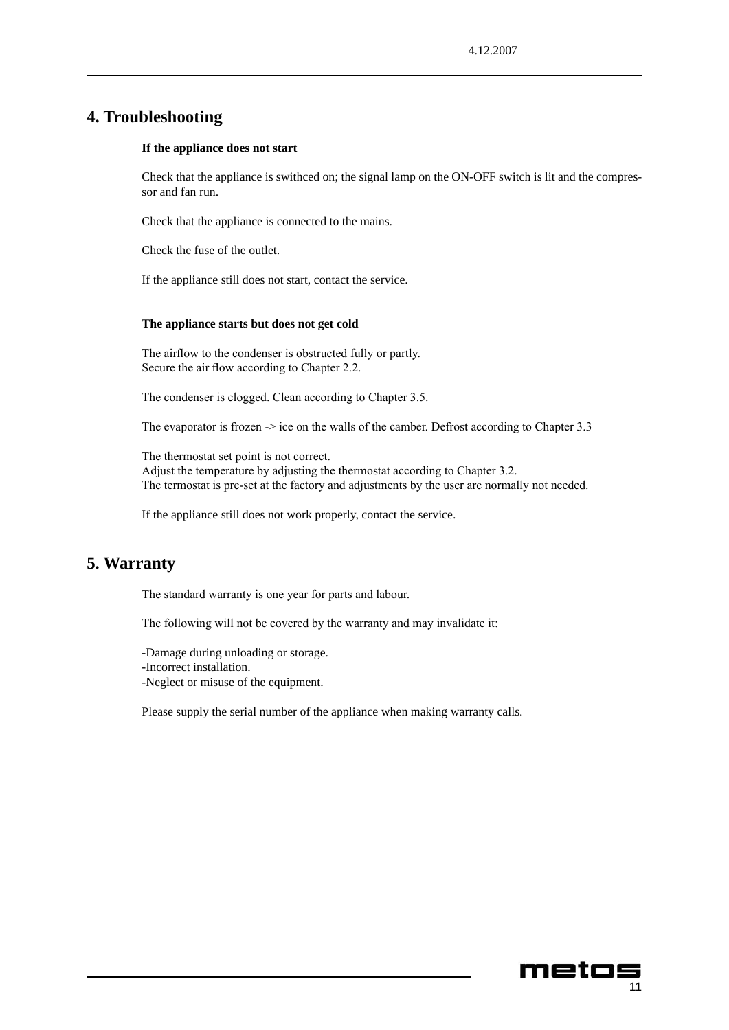## 4. Troubleshooting

**If the appliance does not start**

Check that the appliance is swithced on; the signal lamp on the ON-OFF switch is lit and the compressor and fan run.

Check that the appliance is connected to the mains.

Check the fuse of the outlet.

If the appliance still does not start, contact the service.

**The appliance starts but does not get cold**

The airflow to the condenser is obstructed fully or partly.
Secure the air flow according to Chapter 2.2.

The condenser is clogged. Clean according to Chapter 3.5.

The evaporator is frozen -> ice on the walls of the camber. Defrost according to Chapter 3.3

The thermostat set point is not correct.
Adjust the temperature by adjusting the thermostat according to Chapter 3.2.
The termostat is pre-set at the factory and adjustments by the user are normally not needed.

If the appliance still does not work properly, contact the service.

## 5. Warranty

The standard warranty is one year for parts and labour.

The following will not be covered by the warranty and may invalidate it:

-Damage during unloading or storage.
-Incorrect installation.
-Neglect or misuse of the equipment.

Please supply the serial number of the appliance when making warranty calls.